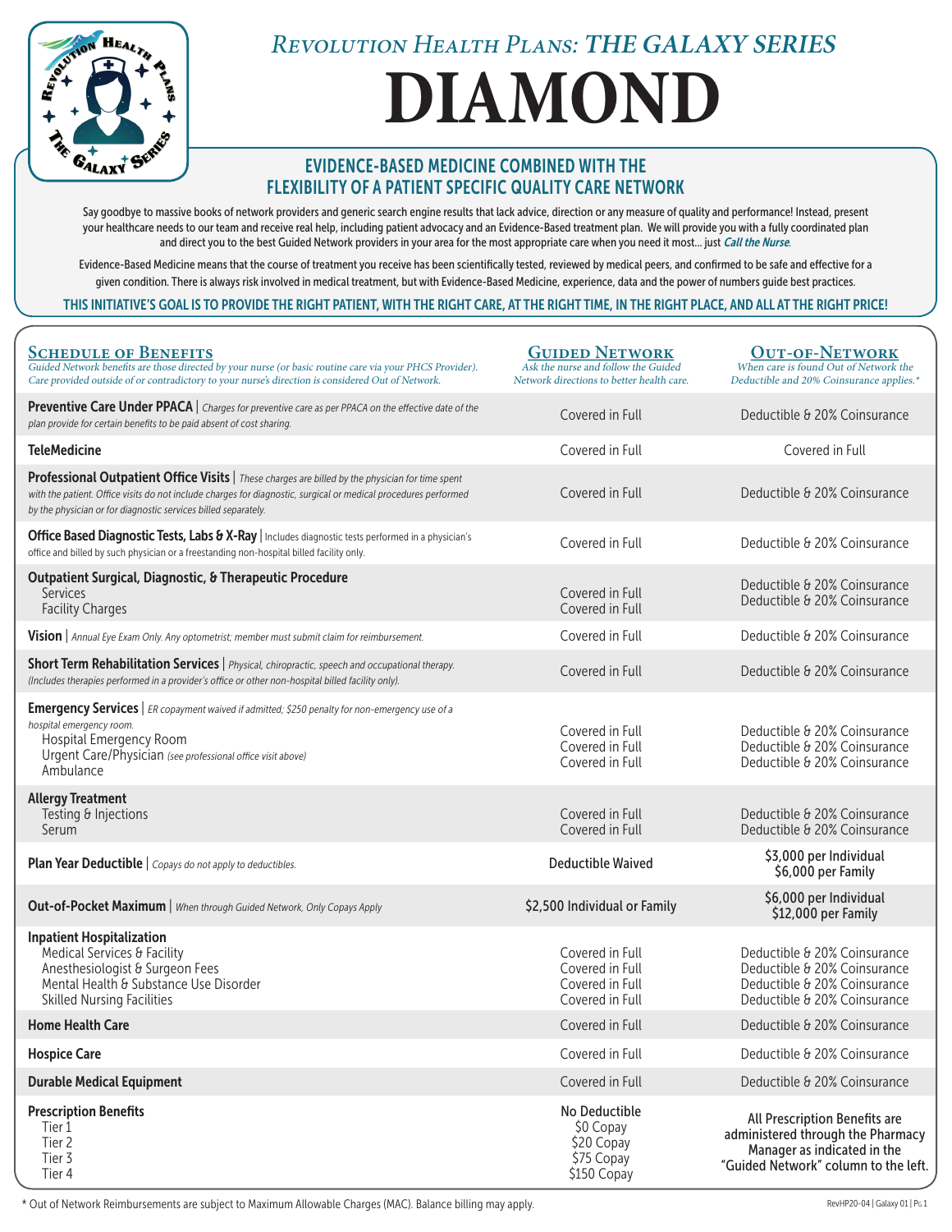# Revolution Health Plans: THE GALAXY SERIES

# DIAMOND

## EVIDENCE-BASED MEDICINE COMBINED WITH THE FLEXIBILITY OF A PATIENT SPECIFIC QUALITY CARE NETWORK

Say goodbye to massive books of network providers and generic search engine results that lack advice, direction or any measure of quality and performance! Instead, present your healthcare needs to our team and receive real help, including patient advocacy and an Evidence-Based treatment plan. We will provide you with a fully coordinated plan and direct you to the best Guided Network providers in your area for the most appropriate care when you need it most... just ***Call the Nurse***.

Evidence-Based Medicine means that the course of treatment you receive has been scientifically tested, reviewed by medical peers, and confirmed to be safe and effective for a given condition. There is always risk involved in medical treatment, but with Evidence-Based Medicine, experience, data and the power of numbers guide best practices.

**THIS INITIATIVE'S GOAL IS TO PROVIDE THE RIGHT PATIENT, WITH THE RIGHT CARE, AT THE RIGHT TIME, IN THE RIGHT PLACE, AND ALL AT THE RIGHT PRICE!**

| **Schedule of Benefits** *Guided Network benefits are those directed by your nurse (or basic routine care via your PHCS Provider). Care provided outside of or contradictory to your nurse's direction is considered Out of Network.* | **Guided Network** *Ask the nurse and follow the Guided Network directions to better health care.* | **Out-of-Network** *When care is found Out of Network the Deductible and 20% Coinsurance applies.** |
|---|---|---|
| **Preventive Care Under PPACA** \| *Charges for preventive care as per PPACA on the effective date of the plan provide for certain benefits to be paid absent of cost sharing.* | Covered in Full | Deductible & 20% Coinsurance |
| **TeleMedicine** | Covered in Full | Covered in Full |
| **Professional Outpatient Office Visits** \| *These charges are billed by the physician for time spent with the patient. Office visits do not include charges for diagnostic, surgical or medical procedures performed by the physician or for diagnostic services billed separately.* | Covered in Full | Deductible & 20% Coinsurance |
| **Office Based Diagnostic Tests, Labs & X-Ray** \| Includes diagnostic tests performed in a physician's office and billed by such physician or a freestanding non-hospital billed facility only. | Covered in Full | Deductible & 20% Coinsurance |
| **Outpatient Surgical, Diagnostic, & Therapeutic Procedure** | | |
| Services | Covered in Full | Deductible & 20% Coinsurance |
| Facility Charges | Covered in Full | Deductible & 20% Coinsurance |
| **Vision** \| *Annual Eye Exam Only. Any optometrist; member must submit claim for reimbursement.* | Covered in Full | Deductible & 20% Coinsurance |
| **Short Term Rehabilitation Services** \| *Physical, chiropractic, speech and occupational therapy. (Includes therapies performed in a provider's office or other non-hospital billed facility only).* | Covered in Full | Deductible & 20% Coinsurance |
| **Emergency Services** \| *ER copayment waived if admitted; $250 penalty for non-emergency use of a hospital emergency room.* | | |
| Hospital Emergency Room | Covered in Full | Deductible & 20% Coinsurance |
| Urgent Care/Physician *(see professional office visit above)* | Covered in Full | Deductible & 20% Coinsurance |
| Ambulance | Covered in Full | Deductible & 20% Coinsurance |
| **Allergy Treatment** | | |
| Testing & Injections | Covered in Full | Deductible & 20% Coinsurance |
| Serum | Covered in Full | Deductible & 20% Coinsurance |
| **Plan Year Deductible** \| *Copays do not apply to deductibles.* | Deductible Waived | $3,000 per Individual $6,000 per Family |
| **Out-of-Pocket Maximum** \| *When through Guided Network, Only Copays Apply* | $2,500 Individual or Family | $6,000 per Individual $12,000 per Family |
| **Inpatient Hospitalization** | | |
| Medical Services & Facility | Covered in Full | Deductible & 20% Coinsurance |
| Anesthesiologist & Surgeon Fees | Covered in Full | Deductible & 20% Coinsurance |
| Mental Health & Substance Use Disorder | Covered in Full | Deductible & 20% Coinsurance |
| Skilled Nursing Facilities | Covered in Full | Deductible & 20% Coinsurance |
| **Home Health Care** | Covered in Full | Deductible & 20% Coinsurance |
| **Hospice Care** | Covered in Full | Deductible & 20% Coinsurance |
| **Durable Medical Equipment** | Covered in Full | Deductible & 20% Coinsurance |
| **Prescription Benefits** | No Deductible | All Prescription Benefits are administered through the Pharmacy Manager as indicated in the "Guided Network" column to the left. |
| Tier 1 | $0 Copay | |
| Tier 2 | $20 Copay | |
| Tier 3 | $75 Copay | |
| Tier 4 | $150 Copay | |

\* Out of Network Reimbursements are subject to Maximum Allowable Charges (MAC). Balance billing may apply.

RevHP20-04 | Galaxy 01 | Pg 1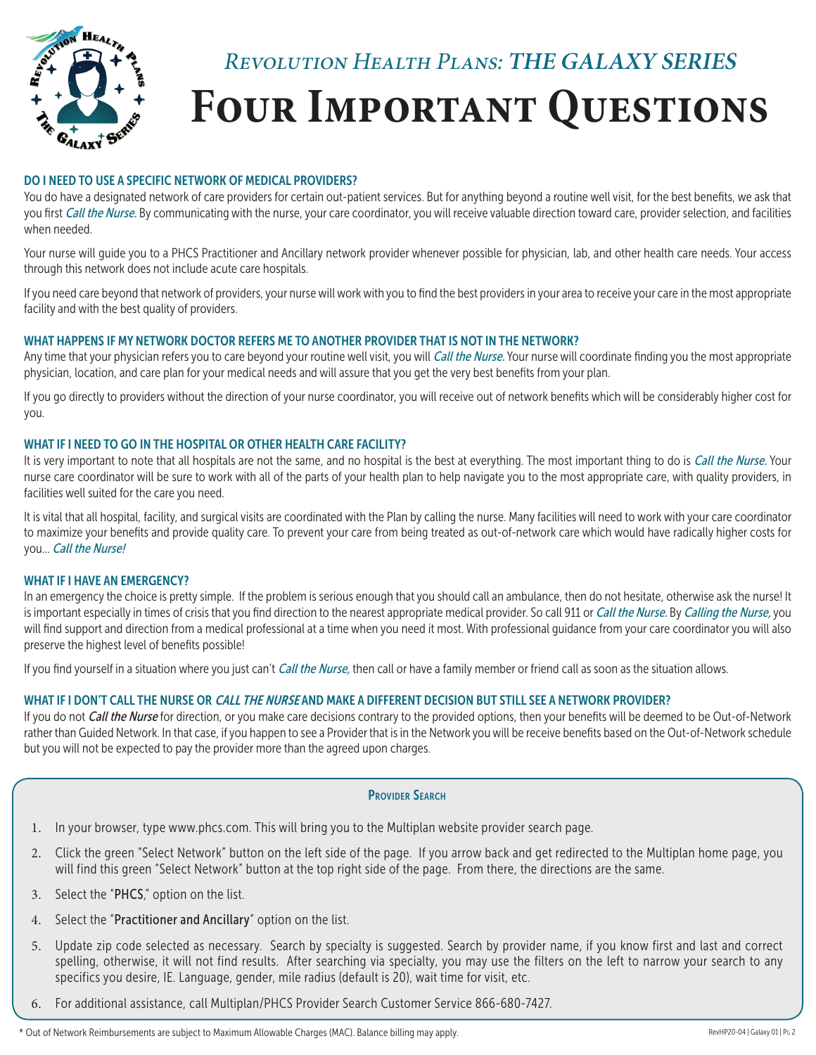*Revolution Health Plans: THE GALAXY SERIES*

# Four Important Questions

### DO I NEED TO USE A SPECIFIC NETWORK OF MEDICAL PROVIDERS?

You do have a designated network of care providers for certain out-patient services. But for anything beyond a routine well visit, for the best benefits, we ask that you first *Call the Nurse.* By communicating with the nurse, your care coordinator, you will receive valuable direction toward care, provider selection, and facilities when needed.

Your nurse will guide you to a PHCS Practitioner and Ancillary network provider whenever possible for physician, lab, and other health care needs. Your access through this network does not include acute care hospitals.

If you need care beyond that network of providers, your nurse will work with you to find the best providers in your area to receive your care in the most appropriate facility and with the best quality of providers.

### WHAT HAPPENS IF MY NETWORK DOCTOR REFERS ME TO ANOTHER PROVIDER THAT IS NOT IN THE NETWORK?

Any time that your physician refers you to care beyond your routine well visit, you will *Call the Nurse.* Your nurse will coordinate finding you the most appropriate physician, location, and care plan for your medical needs and will assure that you get the very best benefits from your plan.

If you go directly to providers without the direction of your nurse coordinator, you will receive out of network benefits which will be considerably higher cost for you.

### WHAT IF I NEED TO GO IN THE HOSPITAL OR OTHER HEALTH CARE FACILITY?

It is very important to note that all hospitals are not the same, and no hospital is the best at everything. The most important thing to do is *Call the Nurse.* Your nurse care coordinator will be sure to work with all of the parts of your health plan to help navigate you to the most appropriate care, with quality providers, in facilities well suited for the care you need.

It is vital that all hospital, facility, and surgical visits are coordinated with the Plan by calling the nurse. Many facilities will need to work with your care coordinator to maximize your benefits and provide quality care. To prevent your care from being treated as out-of-network care which would have radically higher costs for you... *Call the Nurse!*

### WHAT IF I HAVE AN EMERGENCY?

In an emergency the choice is pretty simple. If the problem is serious enough that you should call an ambulance, then do not hesitate, otherwise ask the nurse! It is important especially in times of crisis that you find direction to the nearest appropriate medical provider. So call 911 or *Call the Nurse.* By *Calling the Nurse,* you will find support and direction from a medical professional at a time when you need it most. With professional guidance from your care coordinator you will also preserve the highest level of benefits possible!

If you find yourself in a situation where you just can't *Call the Nurse,* then call or have a family member or friend call as soon as the situation allows.

### WHAT IF I DON'T CALL THE NURSE OR *CALL THE NURSE* AND MAKE A DIFFERENT DECISION BUT STILL SEE A NETWORK PROVIDER?

If you do not *Call the Nurse* for direction, or you make care decisions contrary to the provided options, then your benefits will be deemed to be Out-of-Network rather than Guided Network. In that case, if you happen to see a Provider that is in the Network you will be receive benefits based on the Out-of-Network schedule but you will not be expected to pay the provider more than the agreed upon charges.

### Provider Search

1. In your browser, type www.phcs.com. This will bring you to the Multiplan website provider search page.
2. Click the green "Select Network" button on the left side of the page. If you arrow back and get redirected to the Multiplan home page, you will find this green "Select Network" button at the top right side of the page. From there, the directions are the same.
3. Select the "PHCS," option on the list.
4. Select the "Practitioner and Ancillary" option on the list.
5. Update zip code selected as necessary. Search by specialty is suggested. Search by provider name, if you know first and last and correct spelling, otherwise, it will not find results. After searching via specialty, you may use the filters on the left to narrow your search to any specifics you desire, IE. Language, gender, mile radius (default is 20), wait time for visit, etc.
6. For additional assistance, call Multiplan/PHCS Provider Search Customer Service 866-680-7427.

\* Out of Network Reimbursements are subject to Maximum Allowable Charges (MAC). Balance billing may apply.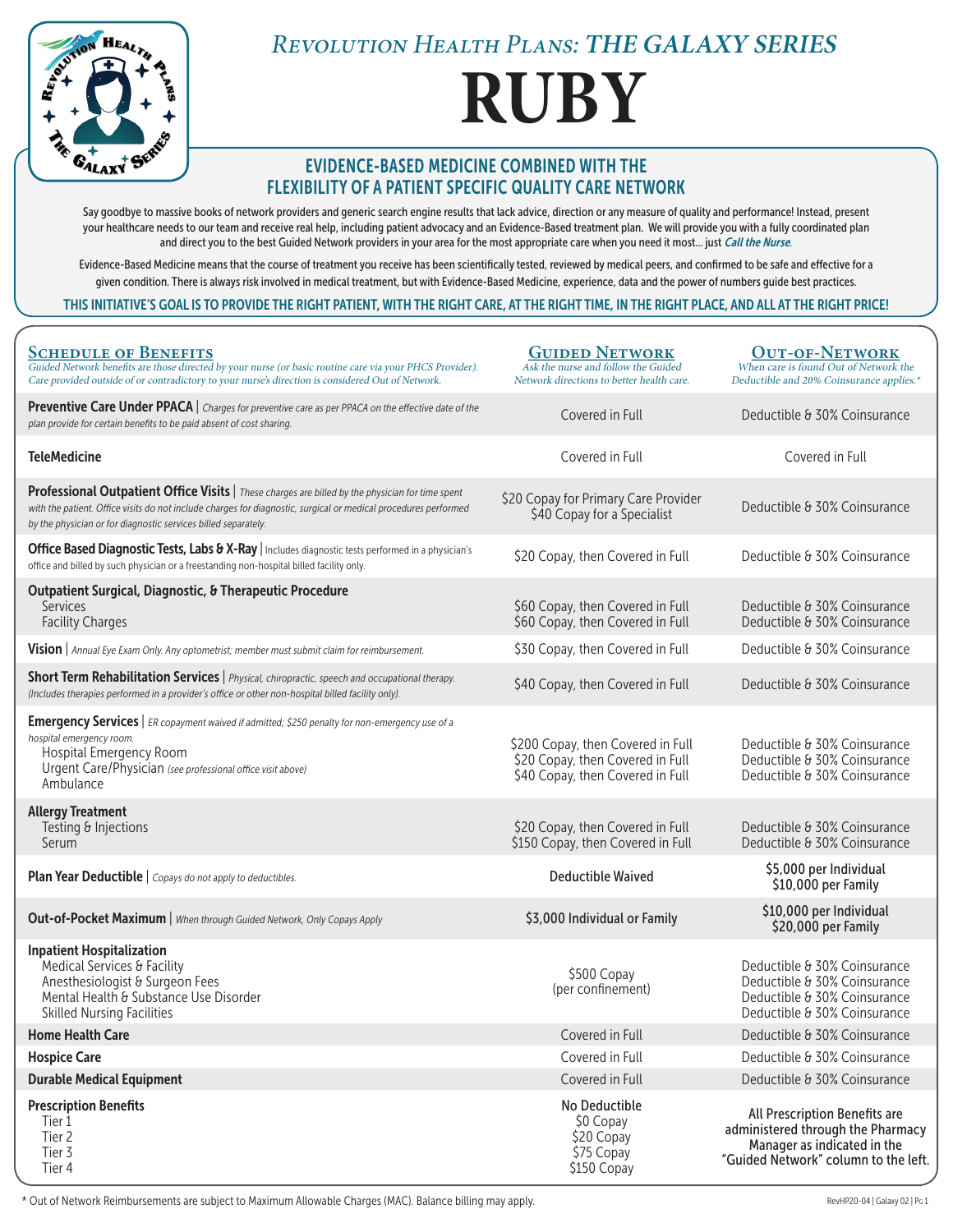# Revolution Health Plans: THE GALAXY SERIES

# RUBY

## EVIDENCE-BASED MEDICINE COMBINED WITH THE FLEXIBILITY OF A PATIENT SPECIFIC QUALITY CARE NETWORK

Say goodbye to massive books of network providers and generic search engine results that lack advice, direction or any measure of quality and performance! Instead, present your healthcare needs to our team and receive real help, including patient advocacy and an Evidence-Based treatment plan. We will provide you with a fully coordinated plan and direct you to the best Guided Network providers in your area for the most appropriate care when you need it most… just ***Call the Nurse***.

Evidence-Based Medicine means that the course of treatment you receive has been scientifically tested, reviewed by medical peers, and confirmed to be safe and effective for a given condition. There is always risk involved in medical treatment, but with Evidence-Based Medicine, experience, data and the power of numbers guide best practices.

**THIS INITIATIVE'S GOAL IS TO PROVIDE THE RIGHT PATIENT, WITH THE RIGHT CARE, AT THE RIGHT TIME, IN THE RIGHT PLACE, AND ALL AT THE RIGHT PRICE!**

| **Schedule of Benefits** *Guided Network benefits are those directed by your nurse (or basic routine care via your PHCS Provider). Care provided outside of or contradictory to your nurse's direction is considered Out of Network.* | **Guided Network** *Ask the nurse and follow the Guided Network directions to better health care.* | **Out-of-Network** *When care is found Out of Network the Deductible and 20% Coinsurance applies.** |
|---|---|---|
| **Preventive Care Under PPACA** \| *Charges for preventive care as per PPACA on the effective date of the plan provide for certain benefits to be paid absent of cost sharing.* | Covered in Full | Deductible & 30% Coinsurance |
| **TeleMedicine** | Covered in Full | Covered in Full |
| **Professional Outpatient Office Visits** \| *These charges are billed by the physician for time spent with the patient. Office visits do not include charges for diagnostic, surgical or medical procedures performed by the physician or for diagnostic services billed separately.* | $20 Copay for Primary Care Provider<br>$40 Copay for a Specialist | Deductible & 30% Coinsurance |
| **Office Based Diagnostic Tests, Labs & X-Ray** \| Includes diagnostic tests performed in a physician's office and billed by such physician or a freestanding non-hospital billed facility only. | $20 Copay, then Covered in Full | Deductible & 30% Coinsurance |
| **Outpatient Surgical, Diagnostic, & Therapeutic Procedure**<br>Services<br>Facility Charges | <br>$60 Copay, then Covered in Full<br>$60 Copay, then Covered in Full | <br>Deductible & 30% Coinsurance<br>Deductible & 30% Coinsurance |
| **Vision** \| *Annual Eye Exam Only. Any optometrist; member must submit claim for reimbursement.* | $30 Copay, then Covered in Full | Deductible & 30% Coinsurance |
| **Short Term Rehabilitation Services** \| *Physical, chiropractic, speech and occupational therapy. (Includes therapies performed in a provider's office or other non-hospital billed facility only).* | $40 Copay, then Covered in Full | Deductible & 30% Coinsurance |
| **Emergency Services** \| *ER copayment waived if admitted; $250 penalty for non-emergency use of a hospital emergency room.*<br>Hospital Emergency Room<br>Urgent Care/Physician *(see professional office visit above)*<br>Ambulance | <br>$200 Copay, then Covered in Full<br>$20 Copay, then Covered in Full<br>$40 Copay, then Covered in Full | <br>Deductible & 30% Coinsurance<br>Deductible & 30% Coinsurance<br>Deductible & 30% Coinsurance |
| **Allergy Treatment**<br>Testing & Injections<br>Serum | <br>$20 Copay, then Covered in Full<br>$150 Copay, then Covered in Full | <br>Deductible & 30% Coinsurance<br>Deductible & 30% Coinsurance |
| **Plan Year Deductible** \| *Copays do not apply to deductibles.* | **Deductible Waived** | **$5,000 per Individual<br>$10,000 per Family** |
| **Out-of-Pocket Maximum** \| *When through Guided Network, Only Copays Apply* | **$3,000 Individual or Family** | **$10,000 per Individual<br>$20,000 per Family** |
| **Inpatient Hospitalization**<br>Medical Services & Facility<br>Anesthesiologist & Surgeon Fees<br>Mental Health & Substance Use Disorder<br>Skilled Nursing Facilities | $500 Copay<br>(per confinement) | <br>Deductible & 30% Coinsurance<br>Deductible & 30% Coinsurance<br>Deductible & 30% Coinsurance<br>Deductible & 30% Coinsurance |
| **Home Health Care** | Covered in Full | Deductible & 30% Coinsurance |
| **Hospice Care** | Covered in Full | Deductible & 30% Coinsurance |
| **Durable Medical Equipment** | Covered in Full | Deductible & 30% Coinsurance |
| **Prescription Benefits**<br>Tier 1<br>Tier 2<br>Tier 3<br>Tier 4 | **No Deductible**<br>$0 Copay<br>$20 Copay<br>$75 Copay<br>$150 Copay | **All Prescription Benefits are administered through the Pharmacy Manager as indicated in the "Guided Network" column to the left.** |

\* Out of Network Reimbursements are subject to Maximum Allowable Charges (MAC). Balance billing may apply.

RevHP20-04 | Galaxy 02 | Pc 1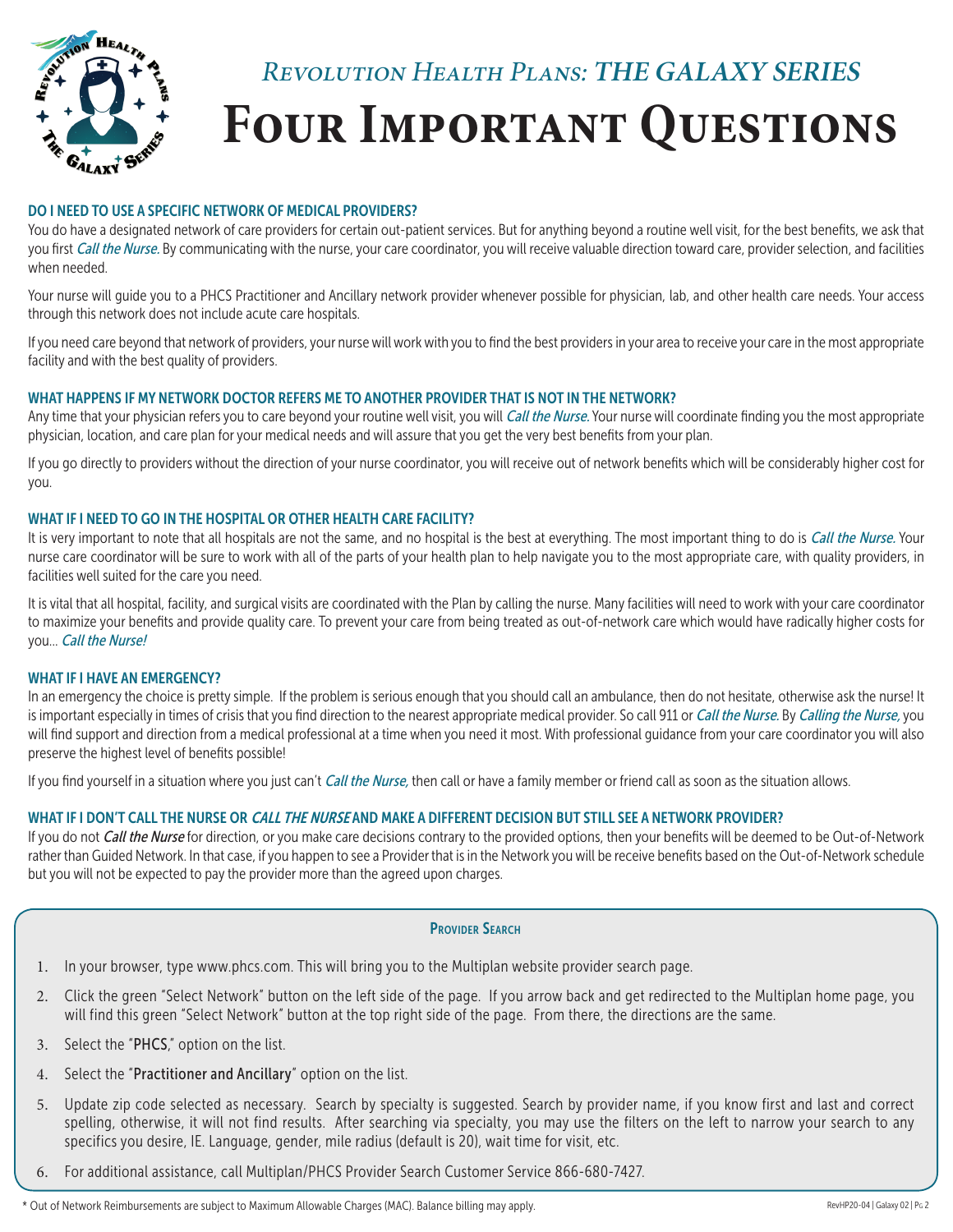# *Revolution Health Plans: THE GALAXY SERIES*

# Four Important Questions

### DO I NEED TO USE A SPECIFIC NETWORK OF MEDICAL PROVIDERS?

You do have a designated network of care providers for certain out-patient services. But for anything beyond a routine well visit, for the best benefits, we ask that you first *Call the Nurse.* By communicating with the nurse, your care coordinator, you will receive valuable direction toward care, provider selection, and facilities when needed.

Your nurse will guide you to a PHCS Practitioner and Ancillary network provider whenever possible for physician, lab, and other health care needs. Your access through this network does not include acute care hospitals.

If you need care beyond that network of providers, your nurse will work with you to find the best providers in your area to receive your care in the most appropriate facility and with the best quality of providers.

### WHAT HAPPENS IF MY NETWORK DOCTOR REFERS ME TO ANOTHER PROVIDER THAT IS NOT IN THE NETWORK?

Any time that your physician refers you to care beyond your routine well visit, you will *Call the Nurse.* Your nurse will coordinate finding you the most appropriate physician, location, and care plan for your medical needs and will assure that you get the very best benefits from your plan.

If you go directly to providers without the direction of your nurse coordinator, you will receive out of network benefits which will be considerably higher cost for you.

### WHAT IF I NEED TO GO IN THE HOSPITAL OR OTHER HEALTH CARE FACILITY?

It is very important to note that all hospitals are not the same, and no hospital is the best at everything. The most important thing to do is *Call the Nurse.* Your nurse care coordinator will be sure to work with all of the parts of your health plan to help navigate you to the most appropriate care, with quality providers, in facilities well suited for the care you need.

It is vital that all hospital, facility, and surgical visits are coordinated with the Plan by calling the nurse. Many facilities will need to work with your care coordinator to maximize your benefits and provide quality care. To prevent your care from being treated as out-of-network care which would have radically higher costs for you... *Call the Nurse!*

### WHAT IF I HAVE AN EMERGENCY?

In an emergency the choice is pretty simple. If the problem is serious enough that you should call an ambulance, then do not hesitate, otherwise ask the nurse! It is important especially in times of crisis that you find direction to the nearest appropriate medical provider. So call 911 or *Call the Nurse.* By *Calling the Nurse,* you will find support and direction from a medical professional at a time when you need it most. With professional guidance from your care coordinator you will also preserve the highest level of benefits possible!

If you find yourself in a situation where you just can't *Call the Nurse,* then call or have a family member or friend call as soon as the situation allows.

### WHAT IF I DON'T CALL THE NURSE OR *CALL THE NURSE* AND MAKE A DIFFERENT DECISION BUT STILL SEE A NETWORK PROVIDER?

If you do not *Call the Nurse* for direction, or you make care decisions contrary to the provided options, then your benefits will be deemed to be Out-of-Network rather than Guided Network. In that case, if you happen to see a Provider that is in the Network you will be receive benefits based on the Out-of-Network schedule but you will not be expected to pay the provider more than the agreed upon charges.

#### Provider Search

1. In your browser, type www.phcs.com. This will bring you to the Multiplan website provider search page.
2. Click the green "Select Network" button on the left side of the page. If you arrow back and get redirected to the Multiplan home page, you will find this green "Select Network" button at the top right side of the page. From there, the directions are the same.
3. Select the "PHCS," option on the list.
4. Select the "Practitioner and Ancillary" option on the list.
5. Update zip code selected as necessary. Search by specialty is suggested. Search by provider name, if you know first and last and correct spelling, otherwise, it will not find results. After searching via specialty, you may use the filters on the left to narrow your search to any specifics you desire, IE. Language, gender, mile radius (default is 20), wait time for visit, etc.
6. For additional assistance, call Multiplan/PHCS Provider Search Customer Service 866-680-7427.

* Out of Network Reimbursements are subject to Maximum Allowable Charges (MAC). Balance billing may apply.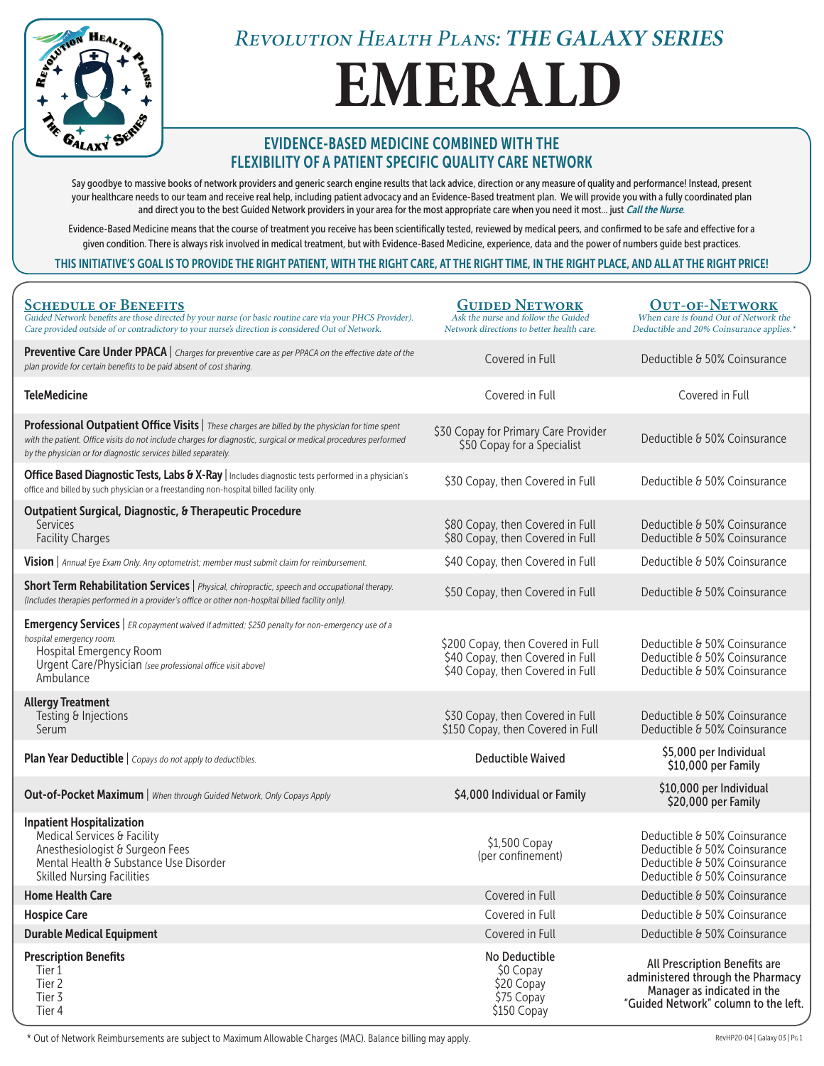# Revolution Health Plans: THE GALAXY SERIES

# EMERALD

## EVIDENCE-BASED MEDICINE COMBINED WITH THE FLEXIBILITY OF A PATIENT SPECIFIC QUALITY CARE NETWORK

Say goodbye to massive books of network providers and generic search engine results that lack advice, direction or any measure of quality and performance! Instead, present your healthcare needs to our team and receive real help, including patient advocacy and an Evidence-Based treatment plan. We will provide you with a fully coordinated plan and direct you to the best Guided Network providers in your area for the most appropriate care when you need it most… just ***Call the Nurse***.

Evidence-Based Medicine means that the course of treatment you receive has been scientifically tested, reviewed by medical peers, and confirmed to be safe and effective for a given condition. There is always risk involved in medical treatment, but with Evidence-Based Medicine, experience, data and the power of numbers guide best practices.

**THIS INITIATIVE'S GOAL IS TO PROVIDE THE RIGHT PATIENT, WITH THE RIGHT CARE, AT THE RIGHT TIME, IN THE RIGHT PLACE, AND ALL AT THE RIGHT PRICE!**

| **Schedule of Benefits** *Guided Network benefits are those directed by your nurse (or basic routine care via your PHCS Provider). Care provided outside of or contradictory to your nurse's direction is considered Out of Network.* | **Guided Network** *Ask the nurse and follow the Guided Network directions to better health care.* | **Out-of-Network** *When care is found Out of Network the Deductible and 20% Coinsurance applies.\** |
|---|---|---|
| **Preventive Care Under PPACA** \| *Charges for preventive care as per PPACA on the effective date of the plan provide for certain benefits to be paid absent of cost sharing.* | Covered in Full | Deductible & 50% Coinsurance |
| **TeleMedicine** | Covered in Full | Covered in Full |
| **Professional Outpatient Office Visits** \| *These charges are billed by the physician for time spent with the patient. Office visits do not include charges for diagnostic, surgical or medical procedures performed by the physician or for diagnostic services billed separately.* | $30 Copay for Primary Care Provider<br>$50 Copay for a Specialist | Deductible & 50% Coinsurance |
| **Office Based Diagnostic Tests, Labs & X-Ray** \| Includes diagnostic tests performed in a physician's office and billed by such physician or a freestanding non-hospital billed facility only. | $30 Copay, then Covered in Full | Deductible & 50% Coinsurance |
| **Outpatient Surgical, Diagnostic, & Therapeutic Procedure** | | |
| Services | $80 Copay, then Covered in Full | Deductible & 50% Coinsurance |
| Facility Charges | $80 Copay, then Covered in Full | Deductible & 50% Coinsurance |
| **Vision** \| *Annual Eye Exam Only. Any optometrist; member must submit claim for reimbursement.* | $40 Copay, then Covered in Full | Deductible & 50% Coinsurance |
| **Short Term Rehabilitation Services** \| *Physical, chiropractic, speech and occupational therapy. (Includes therapies performed in a provider's office or other non-hospital billed facility only).* | $50 Copay, then Covered in Full | Deductible & 50% Coinsurance |
| **Emergency Services** \| *ER copayment waived if admitted; $250 penalty for non-emergency use of a hospital emergency room.* | | |
| Hospital Emergency Room | $200 Copay, then Covered in Full | Deductible & 50% Coinsurance |
| Urgent Care/Physician *(see professional office visit above)* | $40 Copay, then Covered in Full | Deductible & 50% Coinsurance |
| Ambulance | $40 Copay, then Covered in Full | Deductible & 50% Coinsurance |
| **Allergy Treatment** | | |
| Testing & Injections | $30 Copay, then Covered in Full | Deductible & 50% Coinsurance |
| Serum | $150 Copay, then Covered in Full | Deductible & 50% Coinsurance |
| **Plan Year Deductible** \| *Copays do not apply to deductibles.* | **Deductible Waived** | **$5,000 per Individual<br>$10,000 per Family** |
| **Out-of-Pocket Maximum** \| *When through Guided Network, Only Copays Apply* | **$4,000 Individual or Family** | **$10,000 per Individual<br>$20,000 per Family** |
| **Inpatient Hospitalization** | | |
| Medical Services & Facility | $1,500 Copay (per confinement) | Deductible & 50% Coinsurance |
| Anesthesiologist & Surgeon Fees | | Deductible & 50% Coinsurance |
| Mental Health & Substance Use Disorder | | Deductible & 50% Coinsurance |
| Skilled Nursing Facilities | | Deductible & 50% Coinsurance |
| **Home Health Care** | Covered in Full | Deductible & 50% Coinsurance |
| **Hospice Care** | Covered in Full | Deductible & 50% Coinsurance |
| **Durable Medical Equipment** | Covered in Full | Deductible & 50% Coinsurance |
| **Prescription Benefits** | **No Deductible** | **All Prescription Benefits are administered through the Pharmacy Manager as indicated in the "Guided Network" column to the left.** |
| Tier 1 | $0 Copay | |
| Tier 2 | $20 Copay | |
| Tier 3 | $75 Copay | |
| Tier 4 | $150 Copay | |

\* Out of Network Reimbursements are subject to Maximum Allowable Charges (MAC). Balance billing may apply.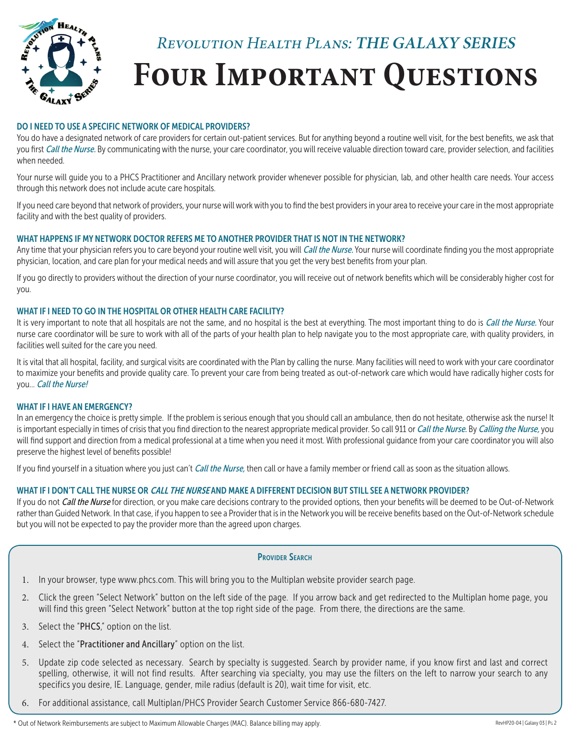# *Revolution Health Plans: THE GALAXY SERIES*

# Four Important Questions

### DO I NEED TO USE A SPECIFIC NETWORK OF MEDICAL PROVIDERS?

You do have a designated network of care providers for certain out-patient services. But for anything beyond a routine well visit, for the best benefits, we ask that you first *Call the Nurse.* By communicating with the nurse, your care coordinator, you will receive valuable direction toward care, provider selection, and facilities when needed.

Your nurse will guide you to a PHCS Practitioner and Ancillary network provider whenever possible for physician, lab, and other health care needs. Your access through this network does not include acute care hospitals.

If you need care beyond that network of providers, your nurse will work with you to find the best providers in your area to receive your care in the most appropriate facility and with the best quality of providers.

### WHAT HAPPENS IF MY NETWORK DOCTOR REFERS ME TO ANOTHER PROVIDER THAT IS NOT IN THE NETWORK?

Any time that your physician refers you to care beyond your routine well visit, you will *Call the Nurse.* Your nurse will coordinate finding you the most appropriate physician, location, and care plan for your medical needs and will assure that you get the very best benefits from your plan.

If you go directly to providers without the direction of your nurse coordinator, you will receive out of network benefits which will be considerably higher cost for you.

### WHAT IF I NEED TO GO IN THE HOSPITAL OR OTHER HEALTH CARE FACILITY?

It is very important to note that all hospitals are not the same, and no hospital is the best at everything. The most important thing to do is *Call the Nurse.* Your nurse care coordinator will be sure to work with all of the parts of your health plan to help navigate you to the most appropriate care, with quality providers, in facilities well suited for the care you need.

It is vital that all hospital, facility, and surgical visits are coordinated with the Plan by calling the nurse. Many facilities will need to work with your care coordinator to maximize your benefits and provide quality care. To prevent your care from being treated as out-of-network care which would have radically higher costs for you... *Call the Nurse!*

### WHAT IF I HAVE AN EMERGENCY?

In an emergency the choice is pretty simple. If the problem is serious enough that you should call an ambulance, then do not hesitate, otherwise ask the nurse! It is important especially in times of crisis that you find direction to the nearest appropriate medical provider. So call 911 or *Call the Nurse.* By *Calling the Nurse,* you will find support and direction from a medical professional at a time when you need it most. With professional guidance from your care coordinator you will also preserve the highest level of benefits possible!

If you find yourself in a situation where you just can't *Call the Nurse,* then call or have a family member or friend call as soon as the situation allows.

### WHAT IF I DON'T CALL THE NURSE OR *CALL THE NURSE* AND MAKE A DIFFERENT DECISION BUT STILL SEE A NETWORK PROVIDER?

If you do not *Call the Nurse* for direction, or you make care decisions contrary to the provided options, then your benefits will be deemed to be Out-of-Network rather than Guided Network. In that case, if you happen to see a Provider that is in the Network you will be receive benefits based on the Out-of-Network schedule but you will not be expected to pay the provider more than the agreed upon charges.

#### Provider Search

1. In your browser, type www.phcs.com. This will bring you to the Multiplan website provider search page.
2. Click the green "Select Network" button on the left side of the page. If you arrow back and get redirected to the Multiplan home page, you will find this green "Select Network" button at the top right side of the page. From there, the directions are the same.
3. Select the "**PHCS**," option on the list.
4. Select the "**Practitioner and Ancillary**" option on the list.
5. Update zip code selected as necessary. Search by specialty is suggested. Search by provider name, if you know first and last and correct spelling, otherwise, it will not find results. After searching via specialty, you may use the filters on the left to narrow your search to any specifics you desire, IE. Language, gender, mile radius (default is 20), wait time for visit, etc.
6. For additional assistance, call Multiplan/PHCS Provider Search Customer Service 866-680-7427.

* Out of Network Reimbursements are subject to Maximum Allowable Charges (MAC). Balance billing may apply.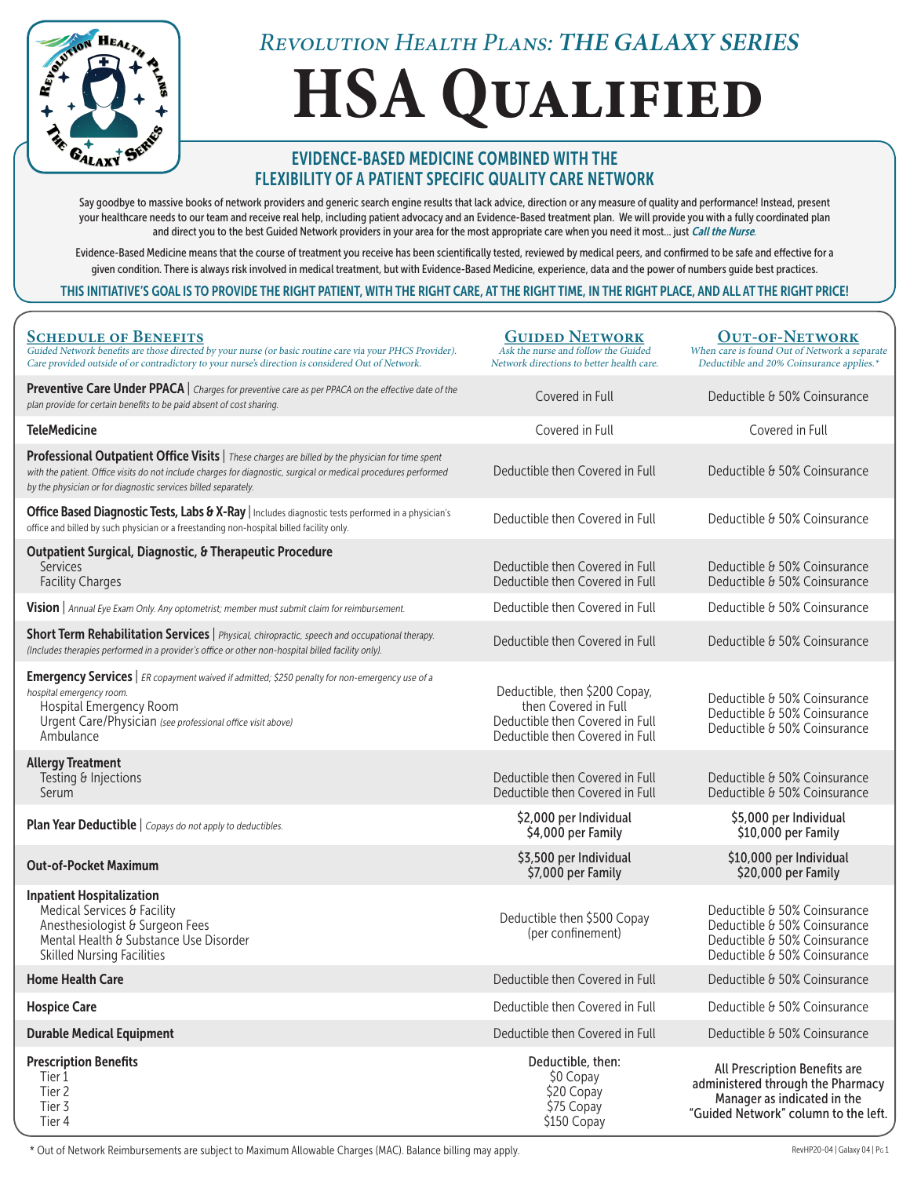# *Revolution Health Plans: THE GALAXY SERIES*

# HSA Qualified

## EVIDENCE-BASED MEDICINE COMBINED WITH THE FLEXIBILITY OF A PATIENT SPECIFIC QUALITY CARE NETWORK

Say goodbye to massive books of network providers and generic search engine results that lack advice, direction or any measure of quality and performance! Instead, present your healthcare needs to our team and receive real help, including patient advocacy and an Evidence-Based treatment plan. We will provide you with a fully coordinated plan and direct you to the best Guided Network providers in your area for the most appropriate care when you need it most... just ***Call the Nurse***.

Evidence-Based Medicine means that the course of treatment you receive has been scientifically tested, reviewed by medical peers, and confirmed to be safe and effective for a given condition. There is always risk involved in medical treatment, but with Evidence-Based Medicine, experience, data and the power of numbers guide best practices.

**THIS INITIATIVE'S GOAL IS TO PROVIDE THE RIGHT PATIENT, WITH THE RIGHT CARE, AT THE RIGHT TIME, IN THE RIGHT PLACE, AND ALL AT THE RIGHT PRICE!**

| **Schedule of Benefits** *Guided Network benefits are those directed by your nurse (or basic routine care via your PHCS Provider). Care provided outside of or contradictory to your nurse's direction is considered Out of Network.* | **Guided Network** *Ask the nurse and follow the Guided Network directions to better health care.* | **Out-of-Network** *When care is found Out of Network a separate Deductible and 20% Coinsurance applies.** |
|---|---|---|
| **Preventive Care Under PPACA** \| *Charges for preventive care as per PPACA on the effective date of the plan provide for certain benefits to be paid absent of cost sharing.* | Covered in Full | Deductible & 50% Coinsurance |
| **TeleMedicine** | Covered in Full | Covered in Full |
| **Professional Outpatient Office Visits** \| *These charges are billed by the physician for time spent with the patient. Office visits do not include charges for diagnostic, surgical or medical procedures performed by the physician or for diagnostic services billed separately.* | Deductible then Covered in Full | Deductible & 50% Coinsurance |
| **Office Based Diagnostic Tests, Labs & X-Ray** \| Includes diagnostic tests performed in a physician's office and billed by such physician or a freestanding non-hospital billed facility only. | Deductible then Covered in Full | Deductible & 50% Coinsurance |
| **Outpatient Surgical, Diagnostic, & Therapeutic Procedure** | | |
| Services | Deductible then Covered in Full | Deductible & 50% Coinsurance |
| Facility Charges | Deductible then Covered in Full | Deductible & 50% Coinsurance |
| **Vision** \| *Annual Eye Exam Only. Any optometrist; member must submit claim for reimbursement.* | Deductible then Covered in Full | Deductible & 50% Coinsurance |
| **Short Term Rehabilitation Services** \| *Physical, chiropractic, speech and occupational therapy. (Includes therapies performed in a provider's office or other non-hospital billed facility only).* | Deductible then Covered in Full | Deductible & 50% Coinsurance |
| **Emergency Services** \| *ER copayment waived if admitted; $250 penalty for non-emergency use of a hospital emergency room.* | | |
| Hospital Emergency Room | Deductible, then $200 Copay, then Covered in Full | Deductible & 50% Coinsurance |
| Urgent Care/Physician *(see professional office visit above)* | Deductible then Covered in Full | Deductible & 50% Coinsurance |
| Ambulance | Deductible then Covered in Full | Deductible & 50% Coinsurance |
| **Allergy Treatment** | | |
| Testing & Injections | Deductible then Covered in Full | Deductible & 50% Coinsurance |
| Serum | Deductible then Covered in Full | Deductible & 50% Coinsurance |
| **Plan Year Deductible** \| *Copays do not apply to deductibles.* | $2,000 per Individual<br>$4,000 per Family | $5,000 per Individual<br>$10,000 per Family |
| **Out-of-Pocket Maximum** | $3,500 per Individual<br>$7,000 per Family | $10,000 per Individual<br>$20,000 per Family |
| **Inpatient Hospitalization** | | |
| Medical Services & Facility | Deductible then $500 Copay (per confinement) | Deductible & 50% Coinsurance |
| Anesthesiologist & Surgeon Fees | | Deductible & 50% Coinsurance |
| Mental Health & Substance Use Disorder | | Deductible & 50% Coinsurance |
| Skilled Nursing Facilities | | Deductible & 50% Coinsurance |
| **Home Health Care** | Deductible then Covered in Full | Deductible & 50% Coinsurance |
| **Hospice Care** | Deductible then Covered in Full | Deductible & 50% Coinsurance |
| **Durable Medical Equipment** | Deductible then Covered in Full | Deductible & 50% Coinsurance |
| **Prescription Benefits** | Deductible, then: | All Prescription Benefits are administered through the Pharmacy Manager as indicated in the "Guided Network" column to the left. |
| Tier 1 | $0 Copay | |
| Tier 2 | $20 Copay | |
| Tier 3 | $75 Copay | |
| Tier 4 | $150 Copay | |

* Out of Network Reimbursements are subject to Maximum Allowable Charges (MAC). Balance billing may apply.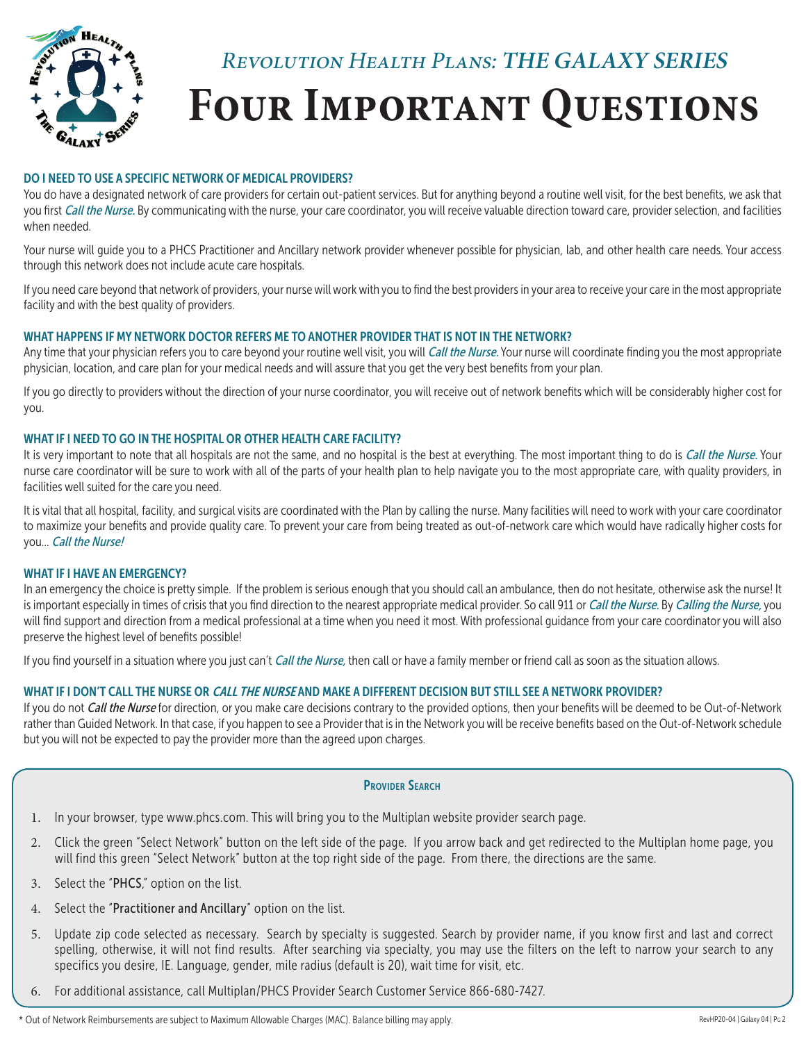# *Revolution Health Plans: THE GALAXY SERIES*

# Four Important Questions

### DO I NEED TO USE A SPECIFIC NETWORK OF MEDICAL PROVIDERS?

You do have a designated network of care providers for certain out-patient services. But for anything beyond a routine well visit, for the best benefits, we ask that you first *Call the Nurse.* By communicating with the nurse, your care coordinator, you will receive valuable direction toward care, provider selection, and facilities when needed.

Your nurse will guide you to a PHCS Practitioner and Ancillary network provider whenever possible for physician, lab, and other health care needs. Your access through this network does not include acute care hospitals.

If you need care beyond that network of providers, your nurse will work with you to find the best providers in your area to receive your care in the most appropriate facility and with the best quality of providers.

### WHAT HAPPENS IF MY NETWORK DOCTOR REFERS ME TO ANOTHER PROVIDER THAT IS NOT IN THE NETWORK?

Any time that your physician refers you to care beyond your routine well visit, you will *Call the Nurse.* Your nurse will coordinate finding you the most appropriate physician, location, and care plan for your medical needs and will assure that you get the very best benefits from your plan.

If you go directly to providers without the direction of your nurse coordinator, you will receive out of network benefits which will be considerably higher cost for you.

### WHAT IF I NEED TO GO IN THE HOSPITAL OR OTHER HEALTH CARE FACILITY?

It is very important to note that all hospitals are not the same, and no hospital is the best at everything. The most important thing to do is *Call the Nurse.* Your nurse care coordinator will be sure to work with all of the parts of your health plan to help navigate you to the most appropriate care, with quality providers, in facilities well suited for the care you need.

It is vital that all hospital, facility, and surgical visits are coordinated with the Plan by calling the nurse. Many facilities will need to work with your care coordinator to maximize your benefits and provide quality care. To prevent your care from being treated as out-of-network care which would have radically higher costs for you... *Call the Nurse!*

### WHAT IF I HAVE AN EMERGENCY?

In an emergency the choice is pretty simple. If the problem is serious enough that you should call an ambulance, then do not hesitate, otherwise ask the nurse! It is important especially in times of crisis that you find direction to the nearest appropriate medical provider. So call 911 or *Call the Nurse.* By *Calling the Nurse,* you will find support and direction from a medical professional at a time when you need it most. With professional guidance from your care coordinator you will also preserve the highest level of benefits possible!

If you find yourself in a situation where you just can't *Call the Nurse,* then call or have a family member or friend call as soon as the situation allows.

### WHAT IF I DON'T CALL THE NURSE OR *CALL THE NURSE* AND MAKE A DIFFERENT DECISION BUT STILL SEE A NETWORK PROVIDER?

If you do not *Call the Nurse* for direction, or you make care decisions contrary to the provided options, then your benefits will be deemed to be Out-of-Network rather than Guided Network. In that case, if you happen to see a Provider that is in the Network you will be receive benefits based on the Out-of-Network schedule but you will not be expected to pay the provider more than the agreed upon charges.

#### Provider Search

1. In your browser, type www.phcs.com. This will bring you to the Multiplan website provider search page.
2. Click the green "Select Network" button on the left side of the page. If you arrow back and get redirected to the Multiplan home page, you will find this green "Select Network" button at the top right side of the page. From there, the directions are the same.
3. Select the "PHCS," option on the list.
4. Select the "Practitioner and Ancillary" option on the list.
5. Update zip code selected as necessary. Search by specialty is suggested. Search by provider name, if you know first and last and correct spelling, otherwise, it will not find results. After searching via specialty, you may use the filters on the left to narrow your search to any specifics you desire, IE. Language, gender, mile radius (default is 20), wait time for visit, etc.
6. For additional assistance, call Multiplan/PHCS Provider Search Customer Service 866-680-7427.

\* Out of Network Reimbursements are subject to Maximum Allowable Charges (MAC). Balance billing may apply.